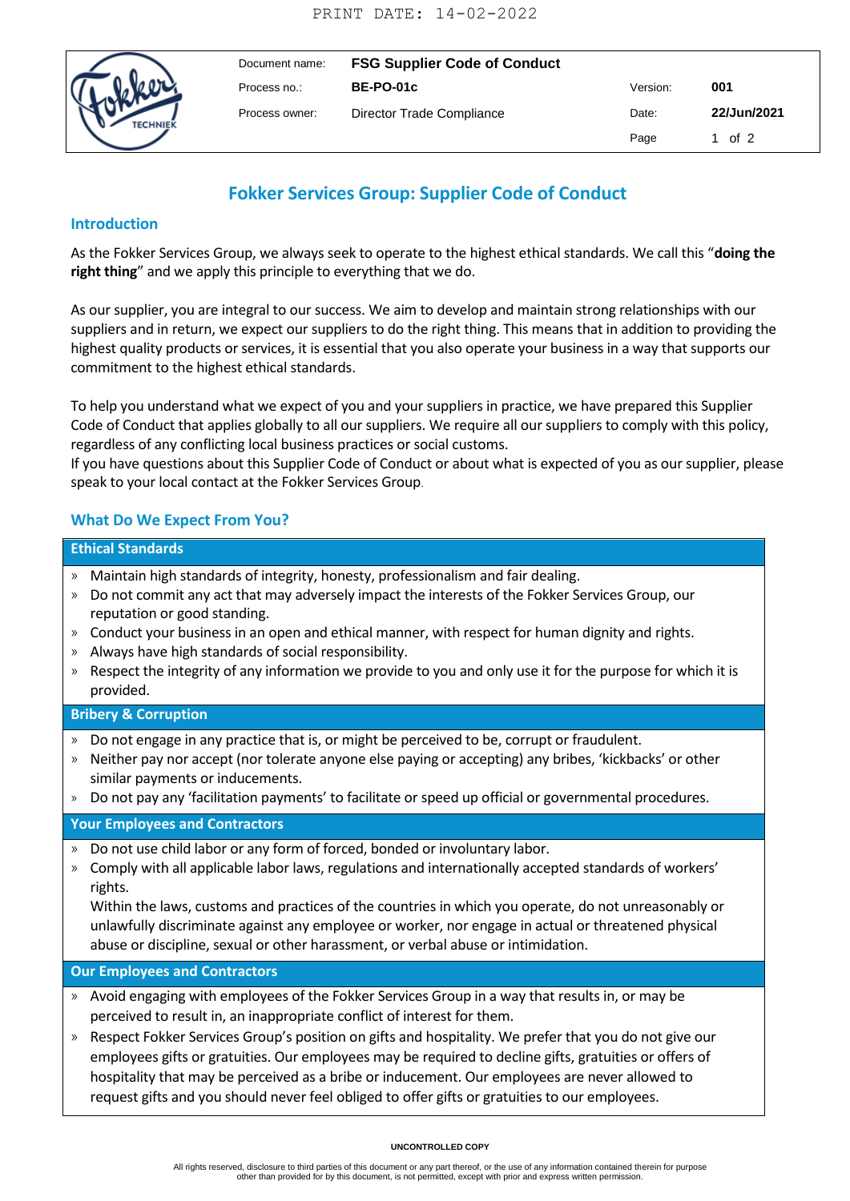| Document name: | FSG Supplier Code of Conduct | | |
|---|---|---|---|
| Process no.: | BE-PO-01c | Version: | 001 |
| Process owner: | Director Trade Compliance | Date: | 22/Jun/2021 |

# Fokker Services Group: Supplier Code of Conduct

## Introduction

As the Fokker Services Group, we always seek to operate to the highest ethical standards. We call this "**doing the right thing**" and we apply this principle to everything that we do.

As our supplier, you are integral to our success. We aim to develop and maintain strong relationships with our suppliers and in return, we expect our suppliers to do the right thing. This means that in addition to providing the highest quality products or services, it is essential that you also operate your business in a way that supports our commitment to the highest ethical standards.

To help you understand what we expect of you and your suppliers in practice, we have prepared this Supplier Code of Conduct that applies globally to all our suppliers. We require all our suppliers to comply with this policy, regardless of any conflicting local business practices or social customs.
If you have questions about this Supplier Code of Conduct or about what is expected of you as our supplier, please speak to your local contact at the Fokker Services Group.

## What Do We Expect From You?

### Ethical Standards

- Maintain high standards of integrity, honesty, professionalism and fair dealing.
- Do not commit any act that may adversely impact the interests of the Fokker Services Group, our reputation or good standing.
- Conduct your business in an open and ethical manner, with respect for human dignity and rights.
- Always have high standards of social responsibility.
- Respect the integrity of any information we provide to you and only use it for the purpose for which it is provided.

### Bribery & Corruption

- Do not engage in any practice that is, or might be perceived to be, corrupt or fraudulent.
- Neither pay nor accept (nor tolerate anyone else paying or accepting) any bribes, 'kickbacks' or other similar payments or inducements.
- Do not pay any 'facilitation payments' to facilitate or speed up official or governmental procedures.

### Your Employees and Contractors

- Do not use child labor or any form of forced, bonded or involuntary labor.
- Comply with all applicable labor laws, regulations and internationally accepted standards of workers' rights.
  Within the laws, customs and practices of the countries in which you operate, do not unreasonably or unlawfully discriminate against any employee or worker, nor engage in actual or threatened physical abuse or discipline, sexual or other harassment, or verbal abuse or intimidation.

### Our Employees and Contractors

- Avoid engaging with employees of the Fokker Services Group in a way that results in, or may be perceived to result in, an inappropriate conflict of interest for them.
- Respect Fokker Services Group's position on gifts and hospitality. We prefer that you do not give our employees gifts or gratuities. Our employees may be required to decline gifts, gratuities or offers of hospitality that may be perceived as a bribe or inducement. Our employees are never allowed to request gifts and you should never feel obliged to offer gifts or gratuities to our employees.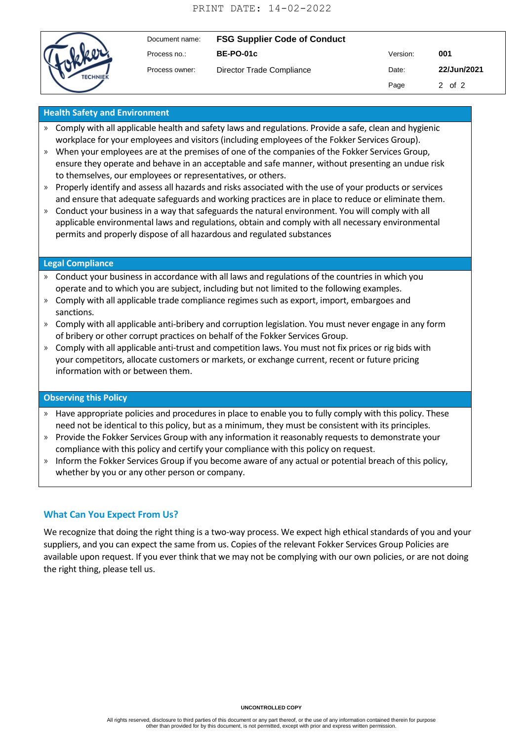## Health Safety and Environment

- Comply with all applicable health and safety laws and regulations. Provide a safe, clean and hygienic workplace for your employees and visitors (including employees of the Fokker Services Group).
- When your employees are at the premises of one of the companies of the Fokker Services Group, ensure they operate and behave in an acceptable and safe manner, without presenting an undue risk to themselves, our employees or representatives, or others.
- Properly identify and assess all hazards and risks associated with the use of your products or services and ensure that adequate safeguards and working practices are in place to reduce or eliminate them.
- Conduct your business in a way that safeguards the natural environment. You will comply with all applicable environmental laws and regulations, obtain and comply with all necessary environmental permits and properly dispose of all hazardous and regulated substances

## Legal Compliance

- Conduct your business in accordance with all laws and regulations of the countries in which you operate and to which you are subject, including but not limited to the following examples.
- Comply with all applicable trade compliance regimes such as export, import, embargoes and sanctions.
- Comply with all applicable anti-bribery and corruption legislation. You must never engage in any form of bribery or other corrupt practices on behalf of the Fokker Services Group.
- Comply with all applicable anti-trust and competition laws. You must not fix prices or rig bids with your competitors, allocate customers or markets, or exchange current, recent or future pricing information with or between them.

## Observing this Policy

- Have appropriate policies and procedures in place to enable you to fully comply with this policy. These need not be identical to this policy, but as a minimum, they must be consistent with its principles.
- Provide the Fokker Services Group with any information it reasonably requests to demonstrate your compliance with this policy and certify your compliance with this policy on request.
- Inform the Fokker Services Group if you become aware of any actual or potential breach of this policy, whether by you or any other person or company.

## What Can You Expect From Us?

We recognize that doing the right thing is a two-way process. We expect high ethical standards of you and your suppliers, and you can expect the same from us. Copies of the relevant Fokker Services Group Policies are available upon request. If you ever think that we may not be complying with our own policies, or are not doing the right thing, please tell us.